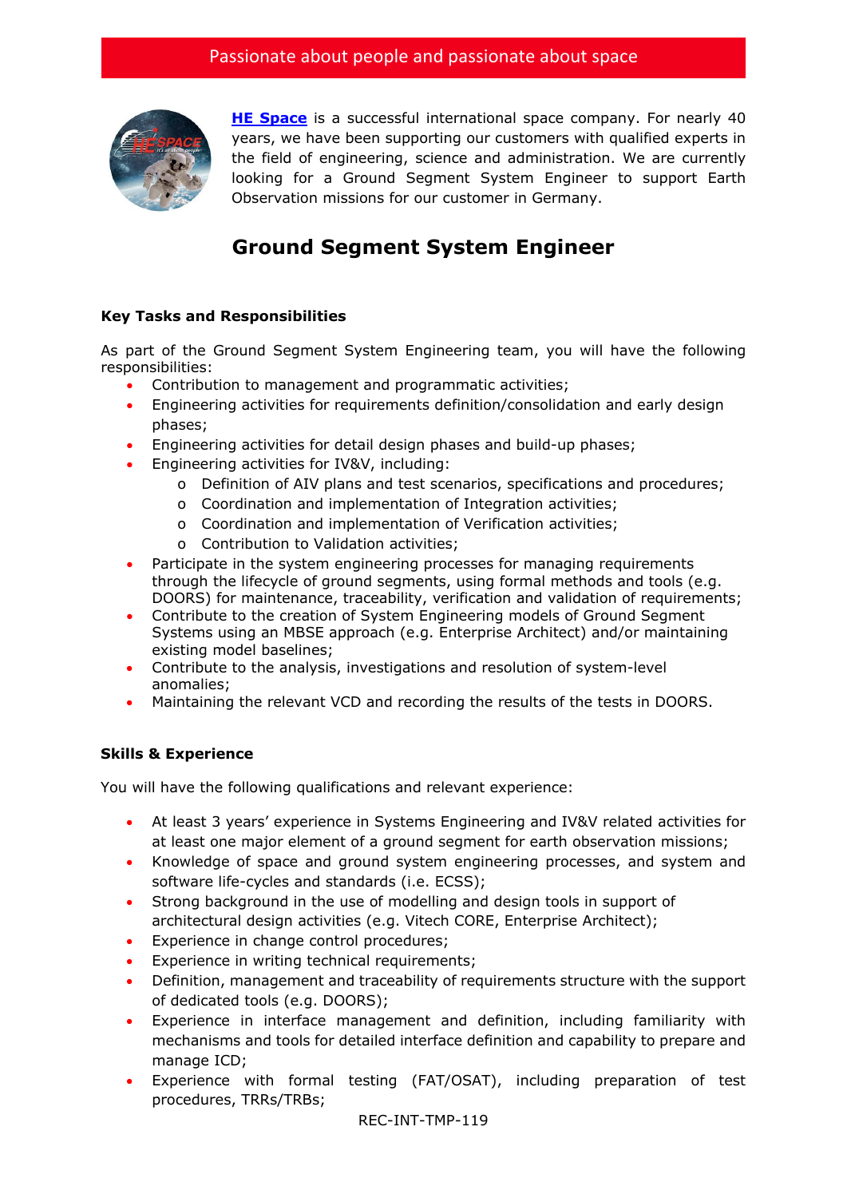Passionate about people and passionate about space

**[HE Space](#)** is a successful international space company. For nearly 40 years, we have been supporting our customers with qualified experts in the field of engineering, science and administration. We are currently looking for a Ground Segment System Engineer to support Earth Observation missions for our customer in Germany.

# Ground Segment System Engineer

### Key Tasks and Responsibilities

As part of the Ground Segment System Engineering team, you will have the following responsibilities:

- Contribution to management and programmatic activities;
- Engineering activities for requirements definition/consolidation and early design phases;
- Engineering activities for detail design phases and build-up phases;
- Engineering activities for IV&V, including:
  - Definition of AIV plans and test scenarios, specifications and procedures;
  - Coordination and implementation of Integration activities;
  - Coordination and implementation of Verification activities;
  - Contribution to Validation activities;
- Participate in the system engineering processes for managing requirements through the lifecycle of ground segments, using formal methods and tools (e.g. DOORS) for maintenance, traceability, verification and validation of requirements;
- Contribute to the creation of System Engineering models of Ground Segment Systems using an MBSE approach (e.g. Enterprise Architect) and/or maintaining existing model baselines;
- Contribute to the analysis, investigations and resolution of system-level anomalies;
- Maintaining the relevant VCD and recording the results of the tests in DOORS.

### Skills & Experience

You will have the following qualifications and relevant experience:

- At least 3 years' experience in Systems Engineering and IV&V related activities for at least one major element of a ground segment for earth observation missions;
- Knowledge of space and ground system engineering processes, and system and software life-cycles and standards (i.e. ECSS);
- Strong background in the use of modelling and design tools in support of architectural design activities (e.g. Vitech CORE, Enterprise Architect);
- Experience in change control procedures;
- Experience in writing technical requirements;
- Definition, management and traceability of requirements structure with the support of dedicated tools (e.g. DOORS);
- Experience in interface management and definition, including familiarity with mechanisms and tools for detailed interface definition and capability to prepare and manage ICD;
- Experience with formal testing (FAT/OSAT), including preparation of test procedures, TRRs/TRBs;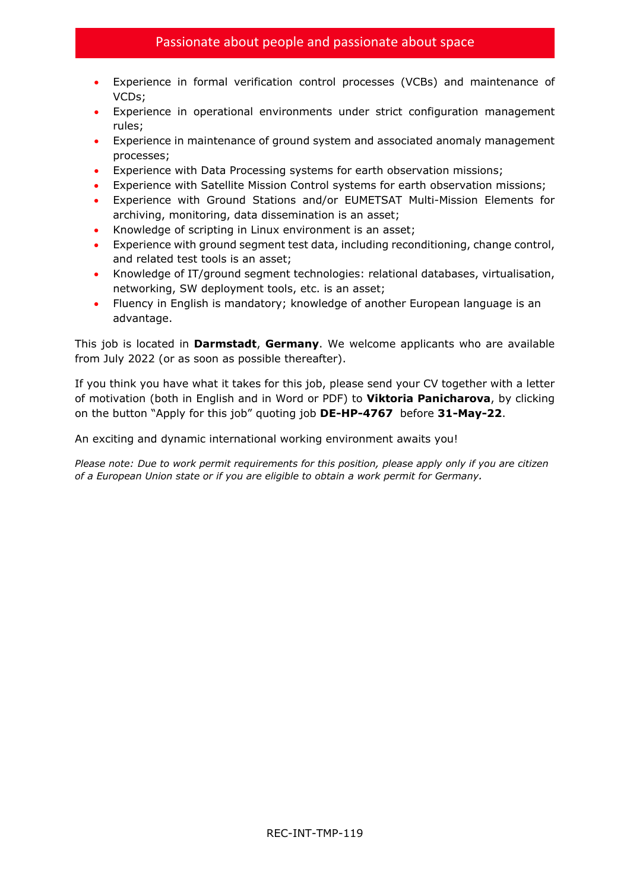- Experience in formal verification control processes (VCBs) and maintenance of VCDs;
- Experience in operational environments under strict configuration management rules;
- Experience in maintenance of ground system and associated anomaly management processes;
- Experience with Data Processing systems for earth observation missions;
- Experience with Satellite Mission Control systems for earth observation missions;
- Experience with Ground Stations and/or EUMETSAT Multi-Mission Elements for archiving, monitoring, data dissemination is an asset;
- Knowledge of scripting in Linux environment is an asset;
- Experience with ground segment test data, including reconditioning, change control, and related test tools is an asset;
- Knowledge of IT/ground segment technologies: relational databases, virtualisation, networking, SW deployment tools, etc. is an asset;
- Fluency in English is mandatory; knowledge of another European language is an advantage.

This job is located in **Darmstadt**, **Germany**. We welcome applicants who are available from July 2022 (or as soon as possible thereafter).

If you think you have what it takes for this job, please send your CV together with a letter of motivation (both in English and in Word or PDF) to **Viktoria Panicharova**, by clicking on the button "Apply for this job" quoting job **DE-HP-4767** before **31-May-22**.

An exciting and dynamic international working environment awaits you!

*Please note: Due to work permit requirements for this position, please apply only if you are citizen of a European Union state or if you are eligible to obtain a work permit for Germany.*